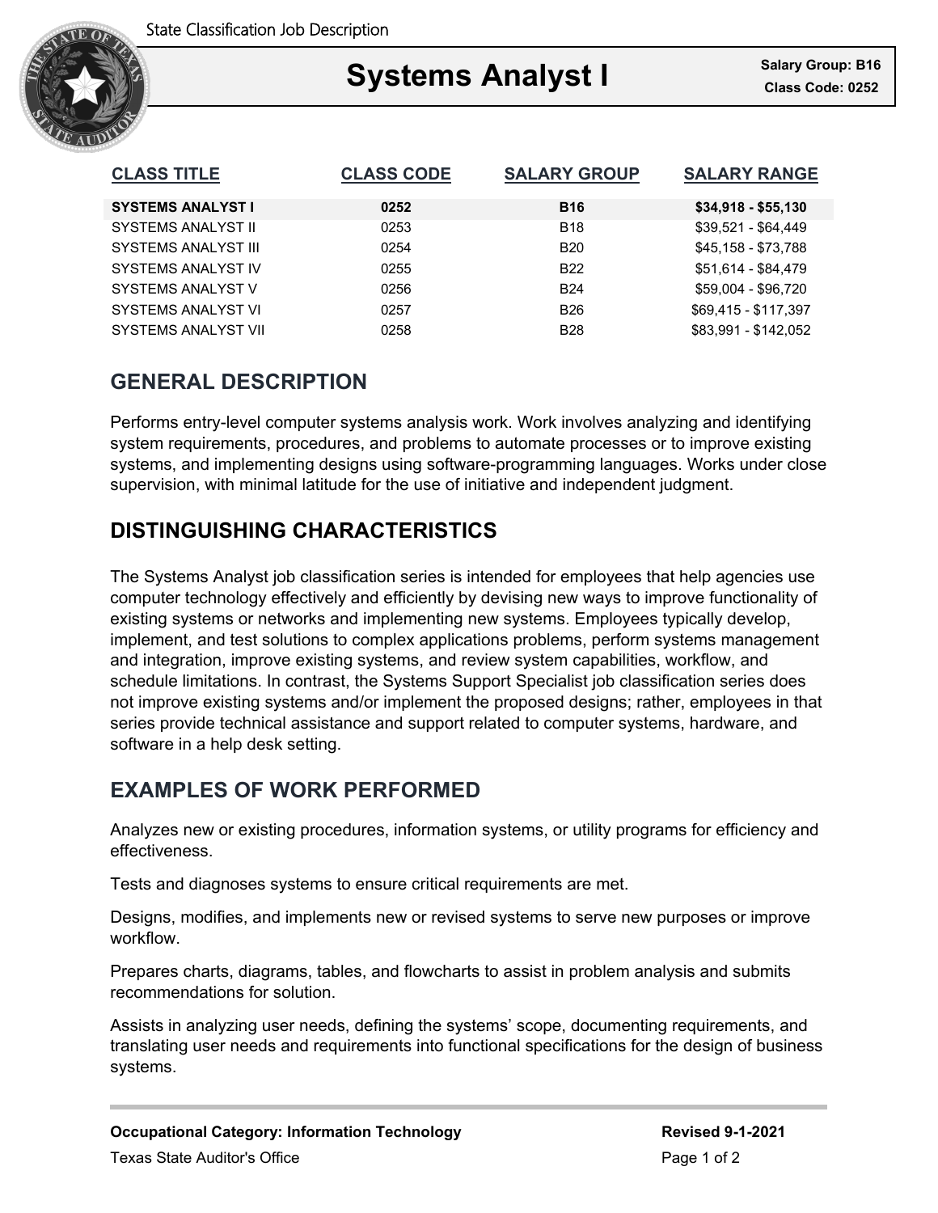# Systems Analyst I

**Salary Group: B16**
**Class Code: 0252**

| CLASS TITLE | CLASS CODE | SALARY GROUP | SALARY RANGE |
|---|---|---|---|
| **SYSTEMS ANALYST I** | **0252** | **B16** | **$34,918 - $55,130** |
| SYSTEMS ANALYST II | 0253 | B18 | $39,521 - $64,449 |
| SYSTEMS ANALYST III | 0254 | B20 | $45,158 - $73,788 |
| SYSTEMS ANALYST IV | 0255 | B22 | $51,614 - $84,479 |
| SYSTEMS ANALYST V | 0256 | B24 | $59,004 - $96,720 |
| SYSTEMS ANALYST VI | 0257 | B26 | $69,415 - $117,397 |
| SYSTEMS ANALYST VII | 0258 | B28 | $83,991 - $142,052 |

## GENERAL DESCRIPTION

Performs entry-level computer systems analysis work. Work involves analyzing and identifying system requirements, procedures, and problems to automate processes or to improve existing systems, and implementing designs using software-programming languages. Works under close supervision, with minimal latitude for the use of initiative and independent judgment.

## DISTINGUISHING CHARACTERISTICS

The Systems Analyst job classification series is intended for employees that help agencies use computer technology effectively and efficiently by devising new ways to improve functionality of existing systems or networks and implementing new systems. Employees typically develop, implement, and test solutions to complex applications problems, perform systems management and integration, improve existing systems, and review system capabilities, workflow, and schedule limitations. In contrast, the Systems Support Specialist job classification series does not improve existing systems and/or implement the proposed designs; rather, employees in that series provide technical assistance and support related to computer systems, hardware, and software in a help desk setting.

## EXAMPLES OF WORK PERFORMED

Analyzes new or existing procedures, information systems, or utility programs for efficiency and effectiveness.

Tests and diagnoses systems to ensure critical requirements are met.

Designs, modifies, and implements new or revised systems to serve new purposes or improve workflow.

Prepares charts, diagrams, tables, and flowcharts to assist in problem analysis and submits recommendations for solution.

Assists in analyzing user needs, defining the systems' scope, documenting requirements, and translating user needs and requirements into functional specifications for the design of business systems.

**Occupational Category: Information Technology** **Revised 9-1-2021**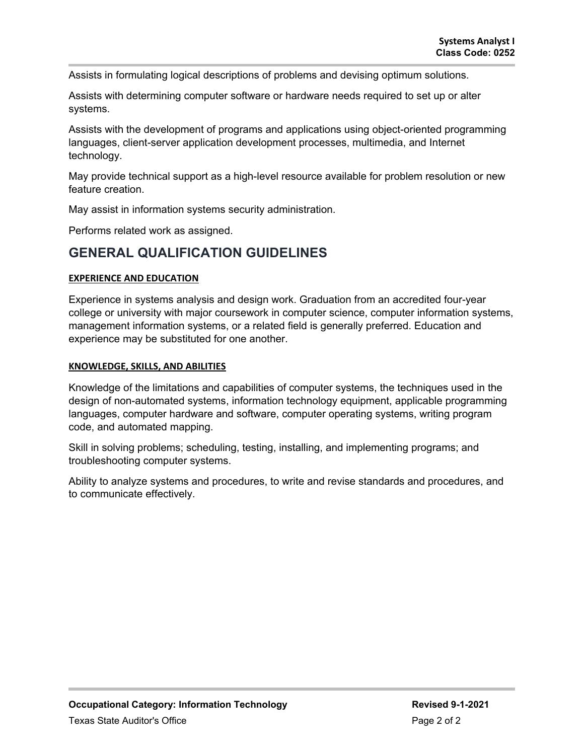Assists in formulating logical descriptions of problems and devising optimum solutions.

Assists with determining computer software or hardware needs required to set up or alter systems.

Assists with the development of programs and applications using object-oriented programming languages, client-server application development processes, multimedia, and Internet technology.

May provide technical support as a high-level resource available for problem resolution or new feature creation.

May assist in information systems security administration.

Performs related work as assigned.

## GENERAL QUALIFICATION GUIDELINES

### EXPERIENCE AND EDUCATION

Experience in systems analysis and design work. Graduation from an accredited four-year college or university with major coursework in computer science, computer information systems, management information systems, or a related field is generally preferred. Education and experience may be substituted for one another.

### KNOWLEDGE, SKILLS, AND ABILITIES

Knowledge of the limitations and capabilities of computer systems, the techniques used in the design of non-automated systems, information technology equipment, applicable programming languages, computer hardware and software, computer operating systems, writing program code, and automated mapping.

Skill in solving problems; scheduling, testing, installing, and implementing programs; and troubleshooting computer systems.

Ability to analyze systems and procedures, to write and revise standards and procedures, and to communicate effectively.